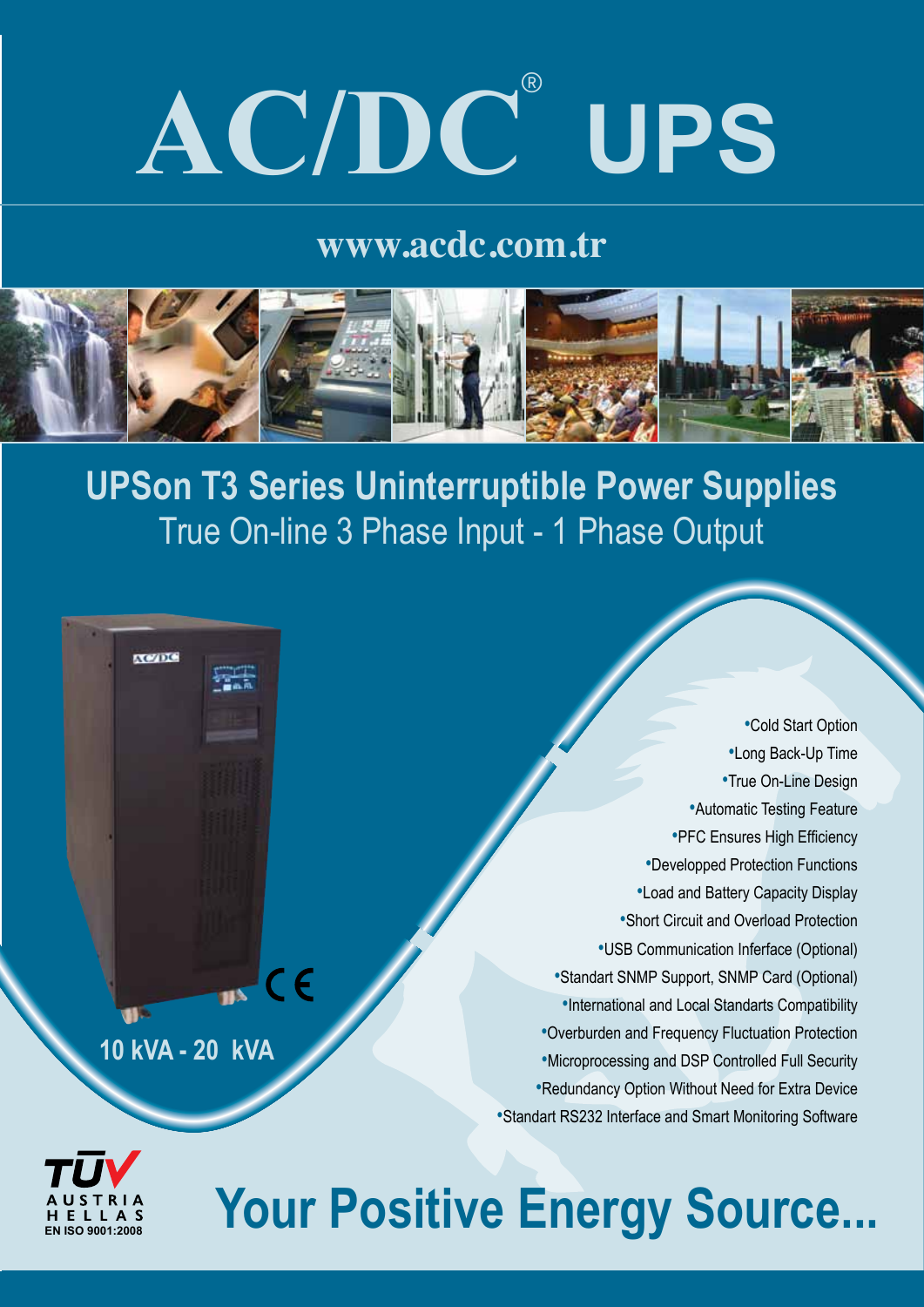# AC/DC® UPS

www.acdc.com.tr

## UPSon T3 Series Uninterruptible Power Supplies

True On-line 3 Phase Input - 1 Phase Output

- Cold Start Option
- Long Back-Up Time
- True On-Line Design
- Automatic Testing Feature
- PFC Ensures High Efficiency
- Developped Protection Functions
- Load and Battery Capacity Display
- Short Circuit and Overload Protection
- USB Communication Inferface (Optional)
- Standart SNMP Support, SNMP Card (Optional)
- International and Local Standarts Compatibility
- Overburden and Frequency Fluctuation Protection
- Microprocessing and DSP Controlled Full Security
- Redundancy Option Without Need for Extra Device
- Standart RS232 Interface and Smart Monitoring Software

CE

**10 kVA - 20 kVA**

TÜV AUSTRIA HELLAS EN ISO 9001:2008

## Your Positive Energy Source...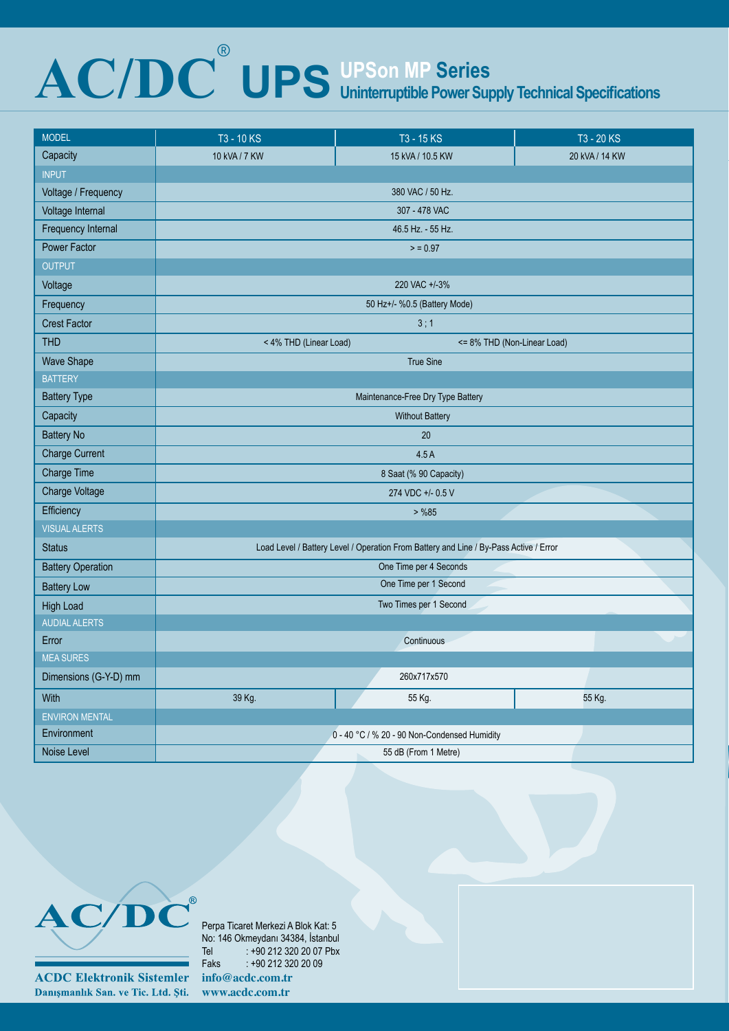# AC/DC® UPS UPSon MP Series

## Uninterruptible Power Supply Technical Specifications

| MODEL | T3 - 10 KS | T3 - 15 KS | T3 - 20 KS |
|---|---|---|---|
| Capacity | 10 kVA / 7 KW | 15 kVA / 10.5 KW | 20 kVA / 14 KW |
| INPUT | | | |
| Voltage / Frequency | 380 VAC / 50 Hz. | | |
| Voltage Internal | 307 - 478 VAC | | |
| Frequency Internal | 46.5 Hz. - 55 Hz. | | |
| Power Factor | > = 0.97 | | |
| OUTPUT | | | |
| Voltage | 220 VAC +/-3% | | |
| Frequency | 50 Hz+/- %0.5 (Battery Mode) | | |
| Crest Factor | 3 ; 1 | | |
| THD | < 4% THD (Linear Load) | <= 8% THD (Non-Linear Load) | |
| Wave Shape | True Sine | | |
| BATTERY | | | |
| Battery Type | Maintenance-Free Dry Type Battery | | |
| Capacity | Without Battery | | |
| Battery No | 20 | | |
| Charge Current | 4.5 A | | |
| Charge Time | 8 Saat (% 90 Capacity) | | |
| Charge Voltage | 274 VDC +/- 0.5 V | | |
| Efficiency | > %85 | | |
| VISUAL ALERTS | | | |
| Status | Load Level / Battery Level / Operation From Battery and Line / By-Pass Active / Error | | |
| Battery Operation | One Time per 4 Seconds | | |
| Battery Low | One Time per 1 Second | | |
| High Load | Two Times per 1 Second | | |
| AUDIAL ALERTS | | | |
| Error | Continuous | | |
| MEA SURES | | | |
| Dimensions (G-Y-D) mm | 260x717x570 | | |
| With | 39 Kg. | 55 Kg. | 55 Kg. |
| ENVIRON MENTAL | | | |
| Environment | 0 - 40 °C / % 20 - 90 Non-Condensed Humidity | | |
| Noise Level | 55 dB (From 1 Metre) | | |

**ACDC Elektronik Sistemler**
**Danışmanlık San. ve Tic. Ltd. Şti.**

Perpa Ticaret Merkezi A Blok Kat: 5
No: 146 Okmeydanı 34384, İstanbul
Tel : +90 212 320 20 07 Pbx
Faks : +90 212 320 20 09
**info@acdc.com.tr**
**www.acdc.com.tr**